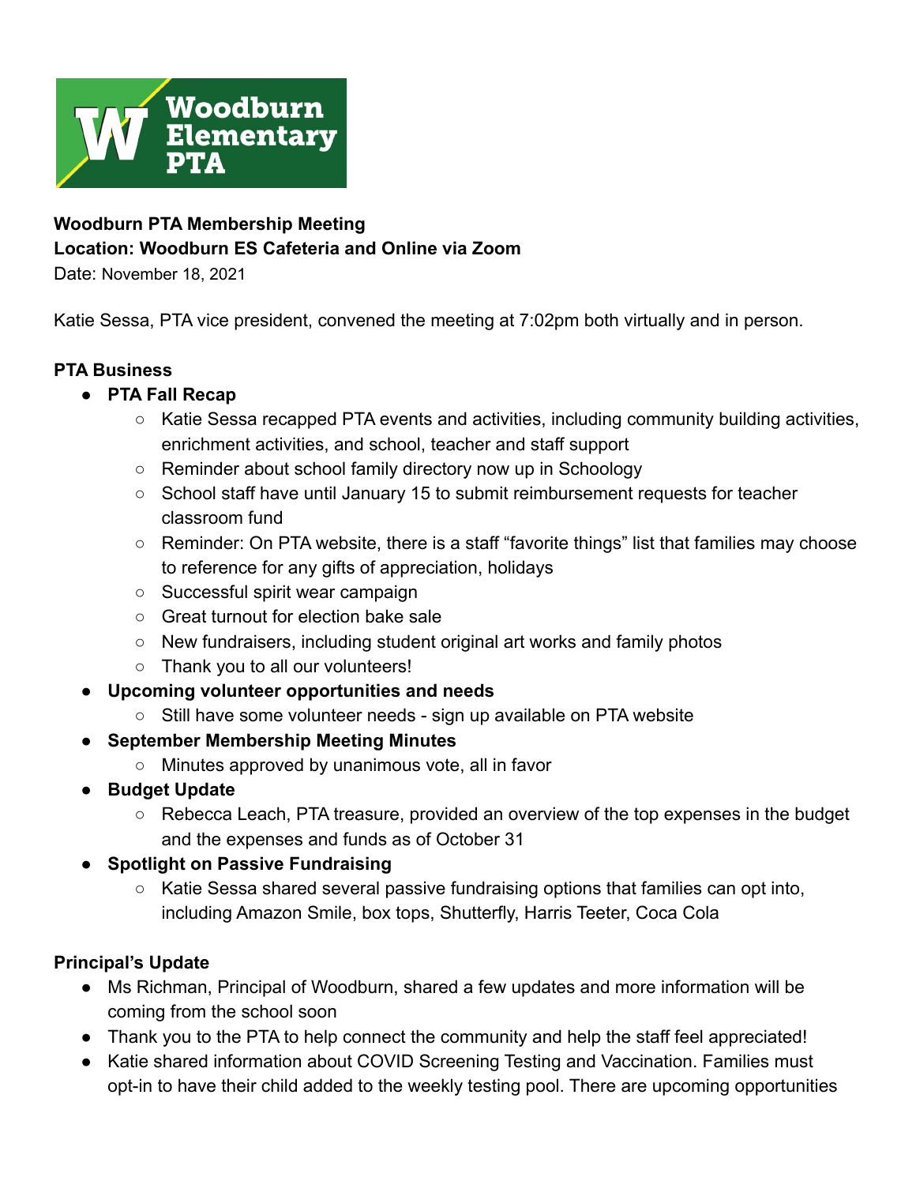**Woodburn PTA Membership Meeting**
**Location: Woodburn ES Cafeteria and Online via Zoom**
Date: November 18, 2021

Katie Sessa, PTA vice president, convened the meeting at 7:02pm both virtually and in person.

**PTA Business**

- **PTA Fall Recap**
  - Katie Sessa recapped PTA events and activities, including community building activities, enrichment activities, and school, teacher and staff support
  - Reminder about school family directory now up in Schoology
  - School staff have until January 15 to submit reimbursement requests for teacher classroom fund
  - Reminder: On PTA website, there is a staff "favorite things" list that families may choose to reference for any gifts of appreciation, holidays
  - Successful spirit wear campaign
  - Great turnout for election bake sale
  - New fundraisers, including student original art works and family photos
  - Thank you to all our volunteers!
- **Upcoming volunteer opportunities and needs**
  - Still have some volunteer needs - sign up available on PTA website
- **September Membership Meeting Minutes**
  - Minutes approved by unanimous vote, all in favor
- **Budget Update**
  - Rebecca Leach, PTA treasure, provided an overview of the top expenses in the budget and the expenses and funds as of October 31
- **Spotlight on Passive Fundraising**
  - Katie Sessa shared several passive fundraising options that families can opt into, including Amazon Smile, box tops, Shutterfly, Harris Teeter, Coca Cola

**Principal's Update**

- Ms Richman, Principal of Woodburn, shared a few updates and more information will be coming from the school soon
- Thank you to the PTA to help connect the community and help the staff feel appreciated!
- Katie shared information about COVID Screening Testing and Vaccination. Families must opt-in to have their child added to the weekly testing pool. There are upcoming opportunities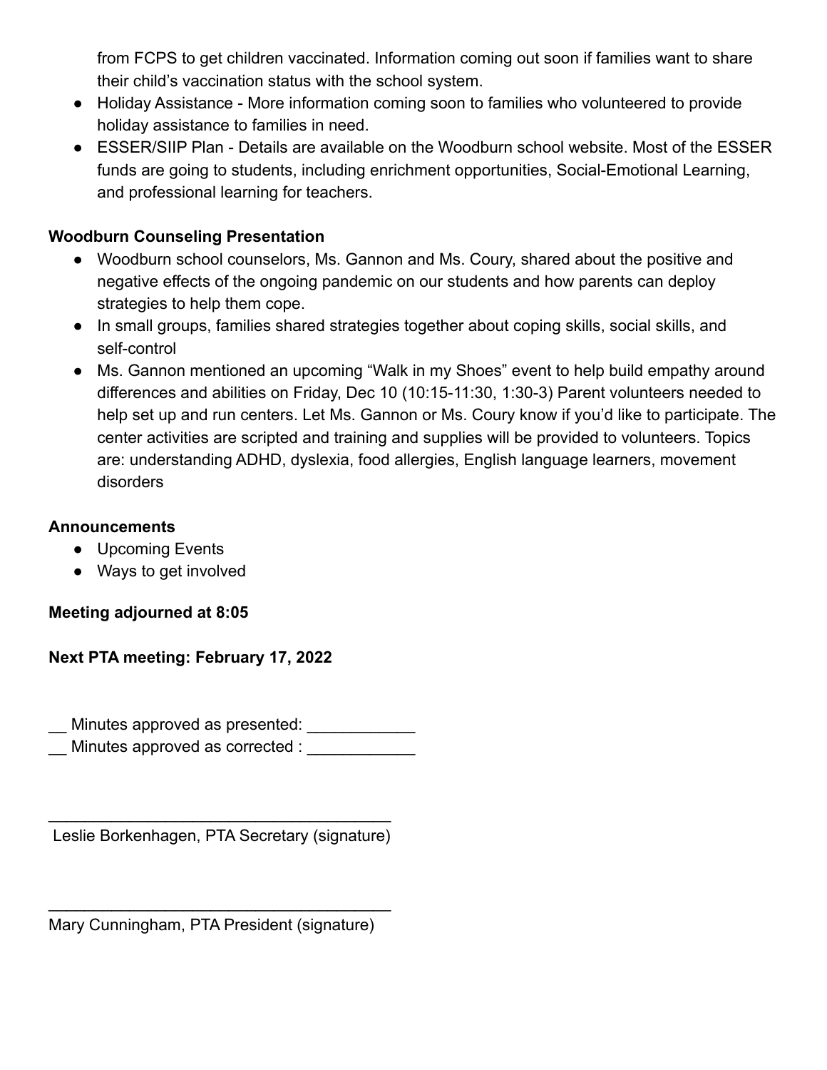from FCPS to get children vaccinated. Information coming out soon if families want to share their child's vaccination status with the school system.

- Holiday Assistance - More information coming soon to families who volunteered to provide holiday assistance to families in need.
- ESSER/SIIP Plan - Details are available on the Woodburn school website. Most of the ESSER funds are going to students, including enrichment opportunities, Social-Emotional Learning, and professional learning for teachers.

**Woodburn Counseling Presentation**

- Woodburn school counselors, Ms. Gannon and Ms. Coury, shared about the positive and negative effects of the ongoing pandemic on our students and how parents can deploy strategies to help them cope.
- In small groups, families shared strategies together about coping skills, social skills, and self-control
- Ms. Gannon mentioned an upcoming "Walk in my Shoes" event to help build empathy around differences and abilities on Friday, Dec 10 (10:15-11:30, 1:30-3) Parent volunteers needed to help set up and run centers. Let Ms. Gannon or Ms. Coury know if you'd like to participate. The center activities are scripted and training and supplies will be provided to volunteers. Topics are: understanding ADHD, dyslexia, food allergies, English language learners, movement disorders

**Announcements**

- Upcoming Events
- Ways to get involved

**Meeting adjourned at 8:05**

**Next PTA meeting: February 17, 2022**

__ Minutes approved as presented: ____________
__ Minutes approved as corrected : ____________

_______________________________________
Leslie Borkenhagen, PTA Secretary (signature)

_______________________________________
Mary Cunningham, PTA President (signature)